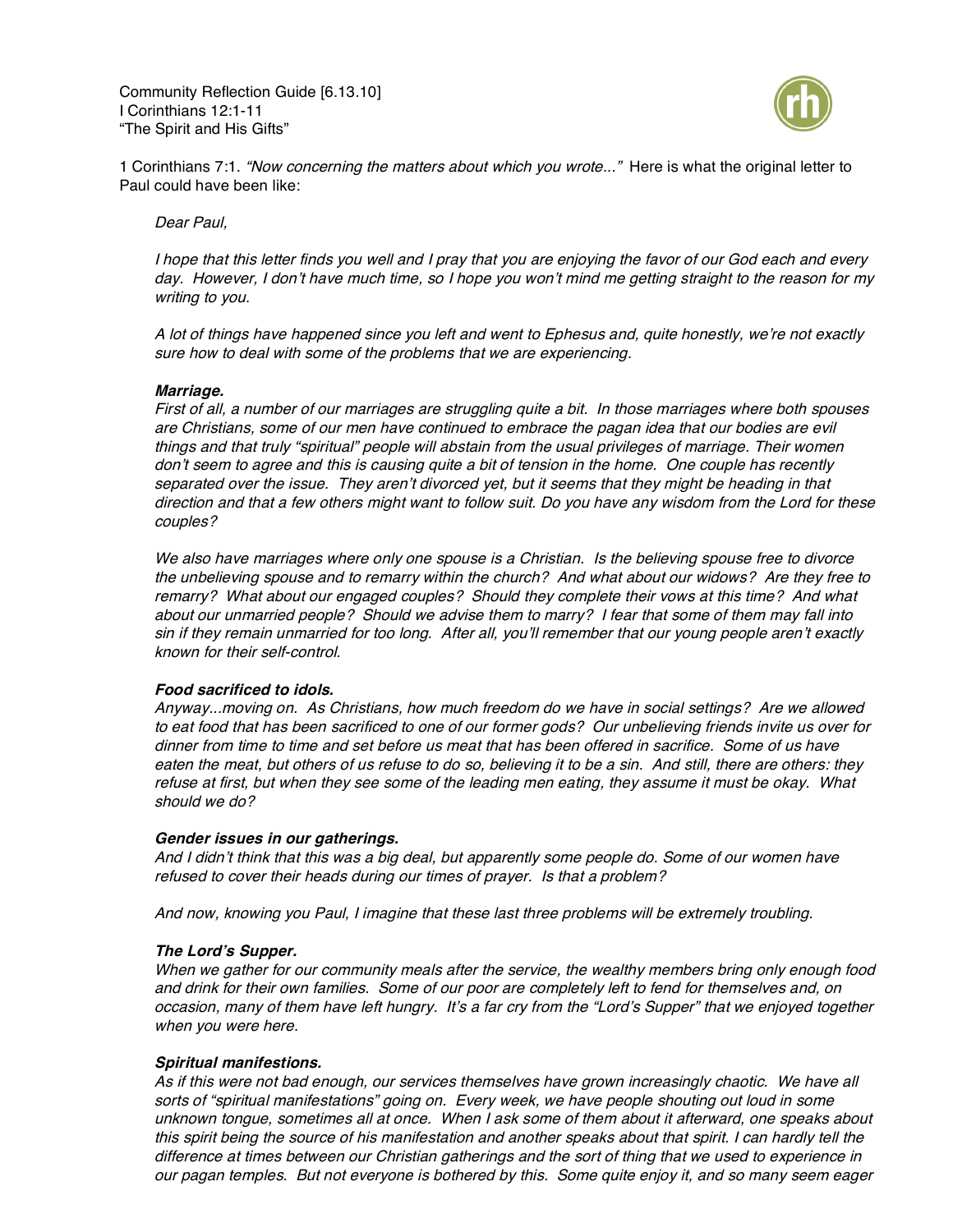Community Reflection Guide [6.13.10]
I Corinthians 12:1-11
"The Spirit and His Gifts"

1 Corinthians 7:1. *"Now concerning the matters about which you wrote..."* Here is what the original letter to Paul could have been like:

> *Dear Paul,*
>
> *I hope that this letter finds you well and I pray that you are enjoying the favor of our God each and every day. However, I don't have much time, so I hope you won't mind me getting straight to the reason for my writing to you.*
>
> *A lot of things have happened since you left and went to Ephesus and, quite honestly, we're not exactly sure how to deal with some of the problems that we are experiencing.*
>
> ***Marriage.***
> *First of all, a number of our marriages are struggling quite a bit. In those marriages where both spouses are Christians, some of our men have continued to embrace the pagan idea that our bodies are evil things and that truly "spiritual" people will abstain from the usual privileges of marriage. Their women don't seem to agree and this is causing quite a bit of tension in the home. One couple has recently separated over the issue. They aren't divorced yet, but it seems that they might be heading in that direction and that a few others might want to follow suit. Do you have any wisdom from the Lord for these couples?*
>
> *We also have marriages where only one spouse is a Christian. Is the believing spouse free to divorce the unbelieving spouse and to remarry within the church? And what about our widows? Are they free to remarry? What about our engaged couples? Should they complete their vows at this time? And what about our unmarried people? Should we advise them to marry? I fear that some of them may fall into sin if they remain unmarried for too long. After all, you'll remember that our young people aren't exactly known for their self-control.*
>
> ***Food sacrificed to idols.***
> *Anyway...moving on. As Christians, how much freedom do we have in social settings? Are we allowed to eat food that has been sacrificed to one of our former gods? Our unbelieving friends invite us over for dinner from time to time and set before us meat that has been offered in sacrifice. Some of us have eaten the meat, but others of us refuse to do so, believing it to be a sin. And still, there are others: they refuse at first, but when they see some of the leading men eating, they assume it must be okay. What should we do?*
>
> ***Gender issues in our gatherings.***
> *And I didn't think that this was a big deal, but apparently some people do. Some of our women have refused to cover their heads during our times of prayer. Is that a problem?*
>
> *And now, knowing you Paul, I imagine that these last three problems will be extremely troubling.*
>
> ***The Lord's Supper.***
> *When we gather for our community meals after the service, the wealthy members bring only enough food and drink for their own families. Some of our poor are completely left to fend for themselves and, on occasion, many of them have left hungry. It's a far cry from the "Lord's Supper" that we enjoyed together when you were here.*
>
> ***Spiritual manifestions.***
> *As if this were not bad enough, our services themselves have grown increasingly chaotic. We have all sorts of "spiritual manifestations" going on. Every week, we have people shouting out loud in some unknown tongue, sometimes all at once. When I ask some of them about it afterward, one speaks about this spirit being the source of his manifestation and another speaks about that spirit. I can hardly tell the difference at times between our Christian gatherings and the sort of thing that we used to experience in our pagan temples. But not everyone is bothered by this. Some quite enjoy it, and so many seem eager*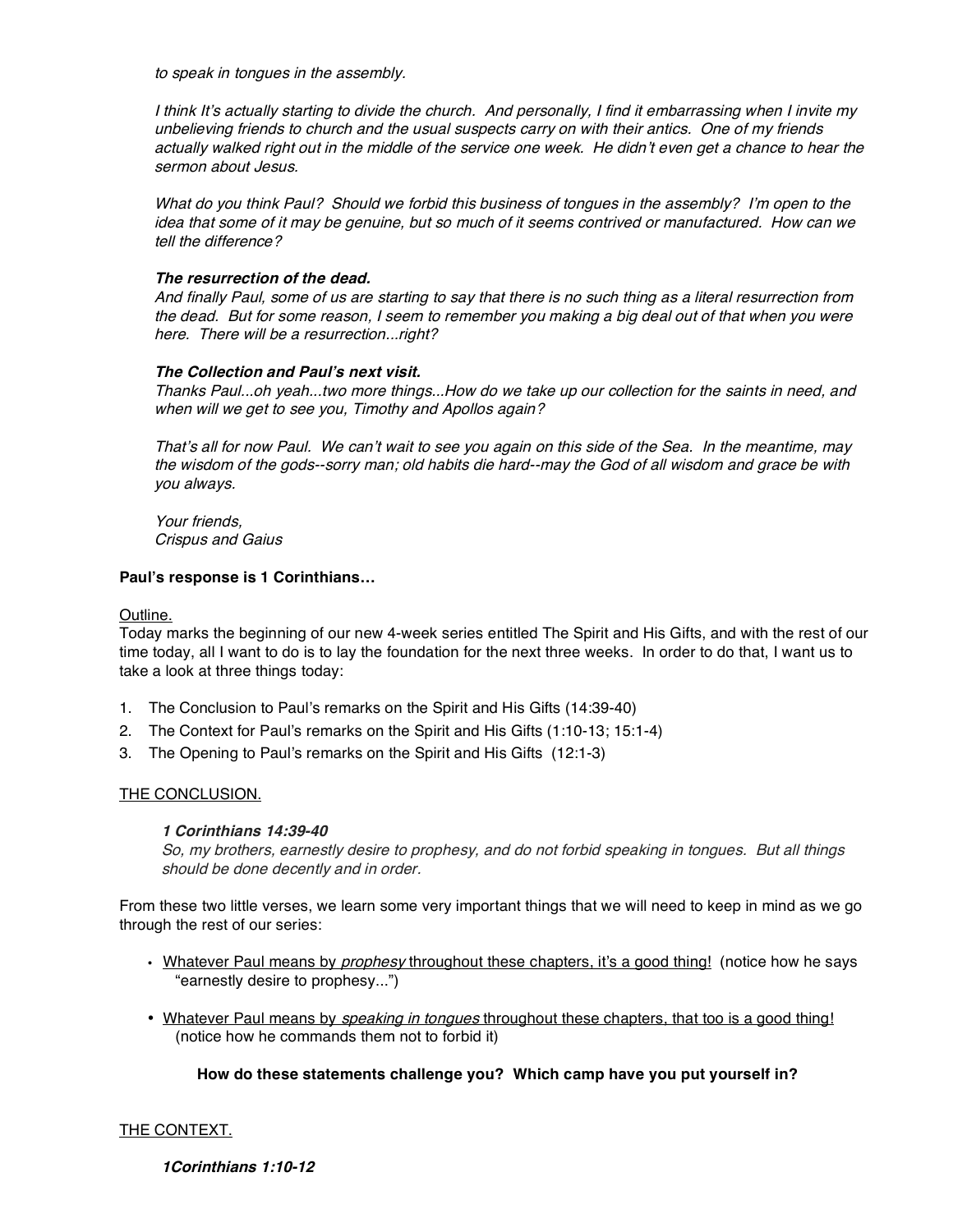*to speak in tongues in the assembly.*

*I think It's actually starting to divide the church. And personally, I find it embarrassing when I invite my unbelieving friends to church and the usual suspects carry on with their antics. One of my friends actually walked right out in the middle of the service one week. He didn't even get a chance to hear the sermon about Jesus.*

*What do you think Paul? Should we forbid this business of tongues in the assembly? I'm open to the idea that some of it may be genuine, but so much of it seems contrived or manufactured. How can we tell the difference?*

***The resurrection of the dead.***
*And finally Paul, some of us are starting to say that there is no such thing as a literal resurrection from the dead. But for some reason, I seem to remember you making a big deal out of that when you were here. There will be a resurrection...right?*

***The Collection and Paul's next visit.***
*Thanks Paul...oh yeah...two more things...How do we take up our collection for the saints in need, and when will we get to see you, Timothy and Apollos again?*

*That's all for now Paul. We can't wait to see you again on this side of the Sea. In the meantime, may the wisdom of the gods--sorry man; old habits die hard--may the God of all wisdom and grace be with you always.*

*Your friends,*
*Crispus and Gaius*

**Paul's response is 1 Corinthians…**

<u>Outline.</u>
Today marks the beginning of our new 4-week series entitled The Spirit and His Gifts, and with the rest of our time today, all I want to do is to lay the foundation for the next three weeks. In order to do that, I want us to take a look at three things today:

1. The Conclusion to Paul's remarks on the Spirit and His Gifts (14:39-40)
2. The Context for Paul's remarks on the Spirit and His Gifts (1:10-13; 15:1-4)
3. The Opening to Paul's remarks on the Spirit and His Gifts (12:1-3)

<u>THE CONCLUSION.</u>

> ***1 Corinthians 14:39-40***
> *So, my brothers, earnestly desire to prophesy, and do not forbid speaking in tongues. But all things should be done decently and in order.*

From these two little verses, we learn some very important things that we will need to keep in mind as we go through the rest of our series:

- <u>Whatever Paul means by *prophesy* throughout these chapters, it's a good thing!</u> (notice how he says "earnestly desire to prophesy...")
- <u>Whatever Paul means by *speaking in tongues* throughout these chapters, that too is a good thing!</u> (notice how he commands them not to forbid it)

**How do these statements challenge you? Which camp have you put yourself in?**

<u>THE CONTEXT.</u>

> ***1Corinthians 1:10-12***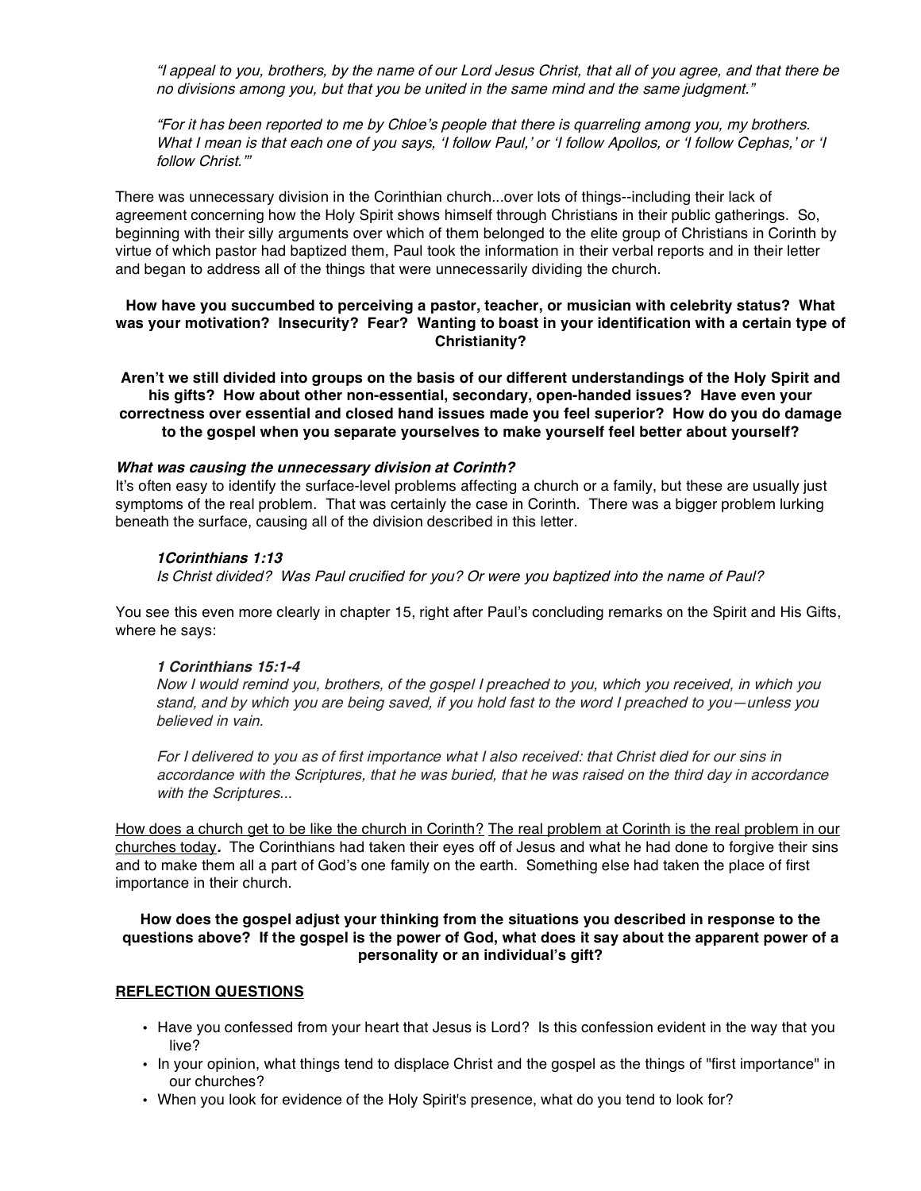*"I appeal to you, brothers, by the name of our Lord Jesus Christ, that all of you agree, and that there be no divisions among you, but that you be united in the same mind and the same judgment."*

*"For it has been reported to me by Chloe's people that there is quarreling among you, my brothers. What I mean is that each one of you says, 'I follow Paul,' or 'I follow Apollos, or 'I follow Cephas,' or 'I follow Christ.'"*

There was unnecessary division in the Corinthian church...over lots of things--including their lack of agreement concerning how the Holy Spirit shows himself through Christians in their public gatherings. So, beginning with their silly arguments over which of them belonged to the elite group of Christians in Corinth by virtue of which pastor had baptized them, Paul took the information in their verbal reports and in their letter and began to address all of the things that were unnecessarily dividing the church.

**How have you succumbed to perceiving a pastor, teacher, or musician with celebrity status? What was your motivation? Insecurity? Fear? Wanting to boast in your identification with a certain type of Christianity?**

**Aren't we still divided into groups on the basis of our different understandings of the Holy Spirit and his gifts? How about other non-essential, secondary, open-handed issues? Have even your correctness over essential and closed hand issues made you feel superior? How do you do damage to the gospel when you separate yourselves to make yourself feel better about yourself?**

***What was causing the unnecessary division at Corinth?***

It's often easy to identify the surface-level problems affecting a church or a family, but these are usually just symptoms of the real problem. That was certainly the case in Corinth. There was a bigger problem lurking beneath the surface, causing all of the division described in this letter.

***1Corinthians 1:13***

*Is Christ divided? Was Paul crucified for you? Or were you baptized into the name of Paul?*

You see this even more clearly in chapter 15, right after Paul's concluding remarks on the Spirit and His Gifts, where he says:

***1 Corinthians 15:1-4***

*Now I would remind you, brothers, of the gospel I preached to you, which you received, in which you stand, and by which you are being saved, if you hold fast to the word I preached to you—unless you believed in vain.*

*For I delivered to you as of first importance what I also received: that Christ died for our sins in accordance with the Scriptures, that he was buried, that he was raised on the third day in accordance with the Scriptures...*

<u>How does a church get to be like the church in Corinth?</u> <u>The real problem at Corinth is the real problem in our churches today</u>***.*** The Corinthians had taken their eyes off of Jesus and what he had done to forgive their sins and to make them all a part of God's one family on the earth. Something else had taken the place of first importance in their church.

**How does the gospel adjust your thinking from the situations you described in response to the questions above? If the gospel is the power of God, what does it say about the apparent power of a personality or an individual's gift?**

**<u>REFLECTION QUESTIONS</u>**

- Have you confessed from your heart that Jesus is Lord? Is this confession evident in the way that you live?
- In your opinion, what things tend to displace Christ and the gospel as the things of "first importance" in our churches?
- When you look for evidence of the Holy Spirit's presence, what do you tend to look for?